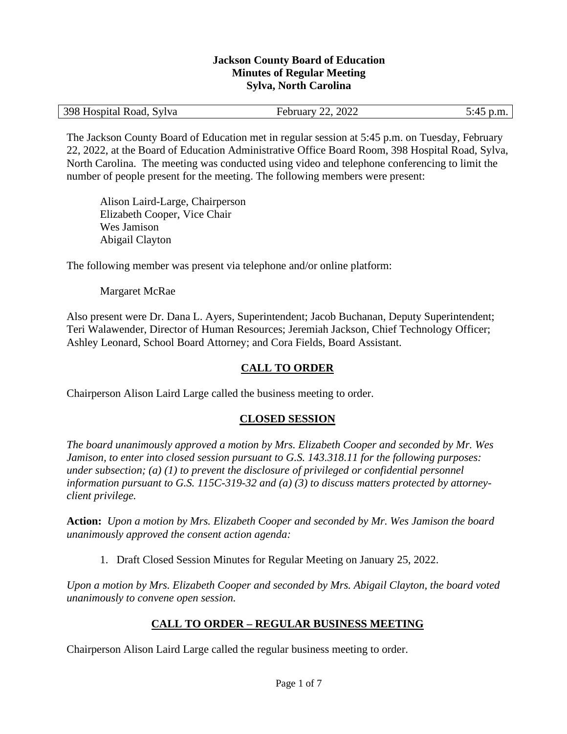**Jackson County Board of Education**
**Minutes of Regular Meeting**
**Sylva, North Carolina**

| 398 Hospital Road, Sylva | February 22, 2022 | 5:45 p.m. |
| --- | --- | --- |

The Jackson County Board of Education met in regular session at 5:45 p.m. on Tuesday, February 22, 2022, at the Board of Education Administrative Office Board Room, 398 Hospital Road, Sylva, North Carolina. The meeting was conducted using video and telephone conferencing to limit the number of people present for the meeting. The following members were present:

Alison Laird-Large, Chairperson
Elizabeth Cooper, Vice Chair
Wes Jamison
Abigail Clayton

The following member was present via telephone and/or online platform:

Margaret McRae

Also present were Dr. Dana L. Ayers, Superintendent; Jacob Buchanan, Deputy Superintendent; Teri Walawender, Director of Human Resources; Jeremiah Jackson, Chief Technology Officer; Ashley Leonard, School Board Attorney; and Cora Fields, Board Assistant.

## CALL TO ORDER

Chairperson Alison Laird Large called the business meeting to order.

## CLOSED SESSION

*The board unanimously approved a motion by Mrs. Elizabeth Cooper and seconded by Mr. Wes Jamison, to enter into closed session pursuant to G.S. 143.318.11 for the following purposes: under subsection; (a) (1) to prevent the disclosure of privileged or confidential personnel information pursuant to G.S. 115C-319-32 and (a) (3) to discuss matters protected by attorney-client privilege.*

**Action:** *Upon a motion by Mrs. Elizabeth Cooper and seconded by Mr. Wes Jamison the board unanimously approved the consent action agenda:*

1. Draft Closed Session Minutes for Regular Meeting on January 25, 2022.

*Upon a motion by Mrs. Elizabeth Cooper and seconded by Mrs. Abigail Clayton, the board voted unanimously to convene open session.*

## CALL TO ORDER – REGULAR BUSINESS MEETING

Chairperson Alison Laird Large called the regular business meeting to order.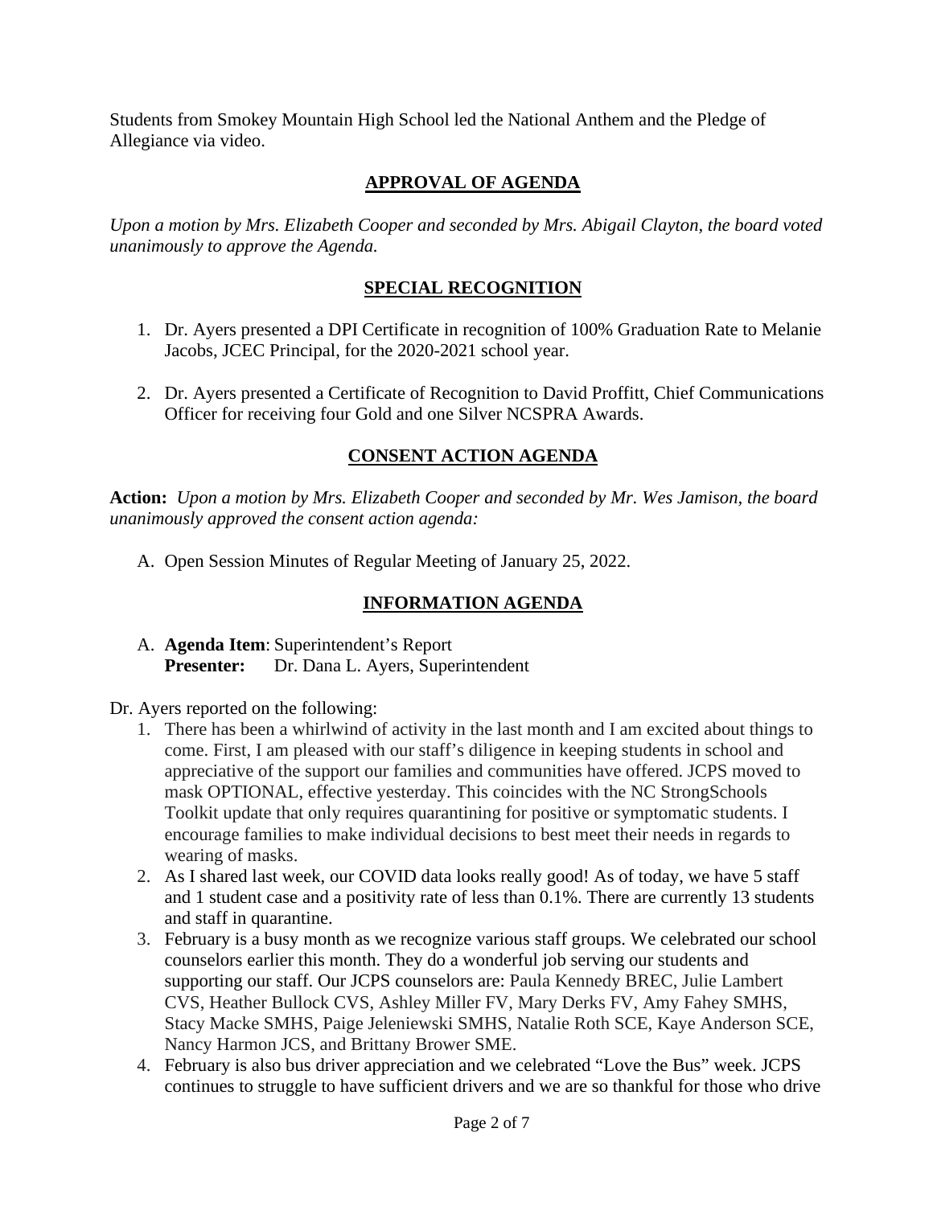Students from Smokey Mountain High School led the National Anthem and the Pledge of Allegiance via video.

## APPROVAL OF AGENDA

*Upon a motion by Mrs. Elizabeth Cooper and seconded by Mrs. Abigail Clayton, the board voted unanimously to approve the Agenda.*

## SPECIAL RECOGNITION

1. Dr. Ayers presented a DPI Certificate in recognition of 100% Graduation Rate to Melanie Jacobs, JCEC Principal, for the 2020-2021 school year.

2. Dr. Ayers presented a Certificate of Recognition to David Proffitt, Chief Communications Officer for receiving four Gold and one Silver NCSPRA Awards.

## CONSENT ACTION AGENDA

**Action:** *Upon a motion by Mrs. Elizabeth Cooper and seconded by Mr. Wes Jamison, the board unanimously approved the consent action agenda:*

A. Open Session Minutes of Regular Meeting of January 25, 2022.

## INFORMATION AGENDA

A. **Agenda Item**: Superintendent's Report
   **Presenter:** Dr. Dana L. Ayers, Superintendent

Dr. Ayers reported on the following:

1. There has been a whirlwind of activity in the last month and I am excited about things to come. First, I am pleased with our staff's diligence in keeping students in school and appreciative of the support our families and communities have offered. JCPS moved to mask OPTIONAL, effective yesterday. This coincides with the NC StrongSchools Toolkit update that only requires quarantining for positive or symptomatic students. I encourage families to make individual decisions to best meet their needs in regards to wearing of masks.
2. As I shared last week, our COVID data looks really good! As of today, we have 5 staff and 1 student case and a positivity rate of less than 0.1%. There are currently 13 students and staff in quarantine.
3. February is a busy month as we recognize various staff groups. We celebrated our school counselors earlier this month. They do a wonderful job serving our students and supporting our staff. Our JCPS counselors are: Paula Kennedy BREC, Julie Lambert CVS, Heather Bullock CVS, Ashley Miller FV, Mary Derks FV, Amy Fahey SMHS, Stacy Macke SMHS, Paige Jeleniewski SMHS, Natalie Roth SCE, Kaye Anderson SCE, Nancy Harmon JCS, and Brittany Brower SME.
4. February is also bus driver appreciation and we celebrated "Love the Bus" week. JCPS continues to struggle to have sufficient drivers and we are so thankful for those who drive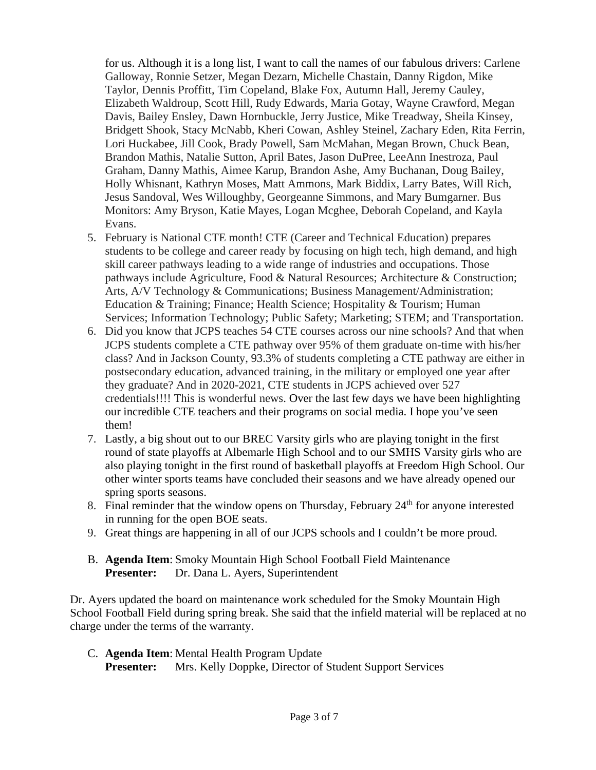for us. Although it is a long list, I want to call the names of our fabulous drivers: Carlene Galloway, Ronnie Setzer, Megan Dezarn, Michelle Chastain, Danny Rigdon, Mike Taylor, Dennis Proffitt, Tim Copeland, Blake Fox, Autumn Hall, Jeremy Cauley, Elizabeth Waldroup, Scott Hill, Rudy Edwards, Maria Gotay, Wayne Crawford, Megan Davis, Bailey Ensley, Dawn Hornbuckle, Jerry Justice, Mike Treadway, Sheila Kinsey, Bridgett Shook, Stacy McNabb, Kheri Cowan, Ashley Steinel, Zachary Eden, Rita Ferrin, Lori Huckabee, Jill Cook, Brady Powell, Sam McMahan, Megan Brown, Chuck Bean, Brandon Mathis, Natalie Sutton, April Bates, Jason DuPree, LeeAnn Inestroza, Paul Graham, Danny Mathis, Aimee Karup, Brandon Ashe, Amy Buchanan, Doug Bailey, Holly Whisnant, Kathryn Moses, Matt Ammons, Mark Biddix, Larry Bates, Will Rich, Jesus Sandoval, Wes Willoughby, Georgeanne Simmons, and Mary Bumgarner. Bus Monitors: Amy Bryson, Katie Mayes, Logan Mcghee, Deborah Copeland, and Kayla Evans.

5. February is National CTE month! CTE (Career and Technical Education) prepares students to be college and career ready by focusing on high tech, high demand, and high skill career pathways leading to a wide range of industries and occupations. Those pathways include Agriculture, Food & Natural Resources; Architecture & Construction; Arts, A/V Technology & Communications; Business Management/Administration; Education & Training; Finance; Health Science; Hospitality & Tourism; Human Services; Information Technology; Public Safety; Marketing; STEM; and Transportation.
6. Did you know that JCPS teaches 54 CTE courses across our nine schools? And that when JCPS students complete a CTE pathway over 95% of them graduate on-time with his/her class? And in Jackson County, 93.3% of students completing a CTE pathway are either in postsecondary education, advanced training, in the military or employed one year after they graduate? And in 2020-2021, CTE students in JCPS achieved over 527 credentials!!!! This is wonderful news. Over the last few days we have been highlighting our incredible CTE teachers and their programs on social media. I hope you've seen them!
7. Lastly, a big shout out to our BREC Varsity girls who are playing tonight in the first round of state playoffs at Albemarle High School and to our SMHS Varsity girls who are also playing tonight in the first round of basketball playoffs at Freedom High School. Our other winter sports teams have concluded their seasons and we have already opened our spring sports seasons.
8. Final reminder that the window opens on Thursday, February 24th for anyone interested in running for the open BOE seats.
9. Great things are happening in all of our JCPS schools and I couldn't be more proud.

B. **Agenda Item**: Smoky Mountain High School Football Field Maintenance
**Presenter:** Dr. Dana L. Ayers, Superintendent

Dr. Ayers updated the board on maintenance work scheduled for the Smoky Mountain High School Football Field during spring break. She said that the infield material will be replaced at no charge under the terms of the warranty.

C. **Agenda Item**: Mental Health Program Update
**Presenter:** Mrs. Kelly Doppke, Director of Student Support Services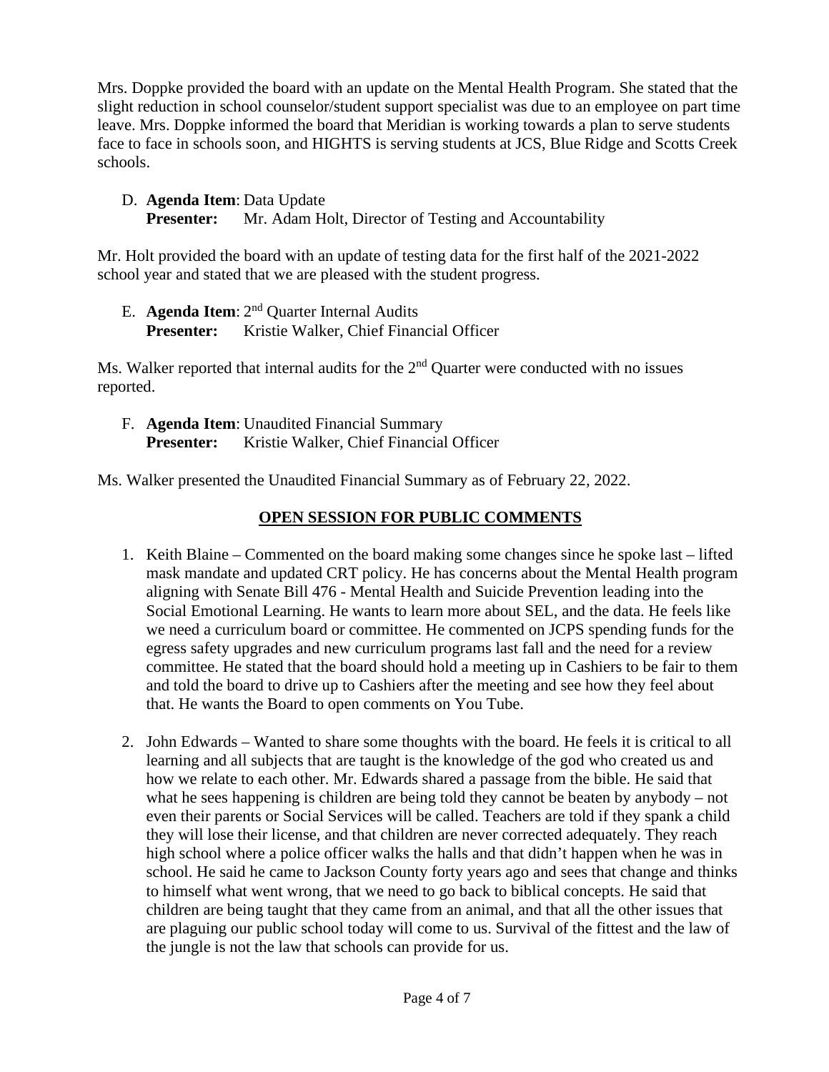Mrs. Doppke provided the board with an update on the Mental Health Program. She stated that the slight reduction in school counselor/student support specialist was due to an employee on part time leave. Mrs. Doppke informed the board that Meridian is working towards a plan to serve students face to face in schools soon, and HIGHTS is serving students at JCS, Blue Ridge and Scotts Creek schools.

D. **Agenda Item**: Data Update
   **Presenter:** Mr. Adam Holt, Director of Testing and Accountability

Mr. Holt provided the board with an update of testing data for the first half of the 2021-2022 school year and stated that we are pleased with the student progress.

E. **Agenda Item**: 2nd Quarter Internal Audits
   **Presenter:** Kristie Walker, Chief Financial Officer

Ms. Walker reported that internal audits for the 2nd Quarter were conducted with no issues reported.

F. **Agenda Item**: Unaudited Financial Summary
   **Presenter:** Kristie Walker, Chief Financial Officer

Ms. Walker presented the Unaudited Financial Summary as of February 22, 2022.

## OPEN SESSION FOR PUBLIC COMMENTS

1. Keith Blaine – Commented on the board making some changes since he spoke last – lifted mask mandate and updated CRT policy. He has concerns about the Mental Health program aligning with Senate Bill 476 - Mental Health and Suicide Prevention leading into the Social Emotional Learning. He wants to learn more about SEL, and the data. He feels like we need a curriculum board or committee. He commented on JCPS spending funds for the egress safety upgrades and new curriculum programs last fall and the need for a review committee. He stated that the board should hold a meeting up in Cashiers to be fair to them and told the board to drive up to Cashiers after the meeting and see how they feel about that. He wants the Board to open comments on You Tube.

2. John Edwards – Wanted to share some thoughts with the board. He feels it is critical to all learning and all subjects that are taught is the knowledge of the god who created us and how we relate to each other. Mr. Edwards shared a passage from the bible. He said that what he sees happening is children are being told they cannot be beaten by anybody – not even their parents or Social Services will be called. Teachers are told if they spank a child they will lose their license, and that children are never corrected adequately. They reach high school where a police officer walks the halls and that didn't happen when he was in school. He said he came to Jackson County forty years ago and sees that change and thinks to himself what went wrong, that we need to go back to biblical concepts. He said that children are being taught that they came from an animal, and that all the other issues that are plaguing our public school today will come to us. Survival of the fittest and the law of the jungle is not the law that schools can provide for us.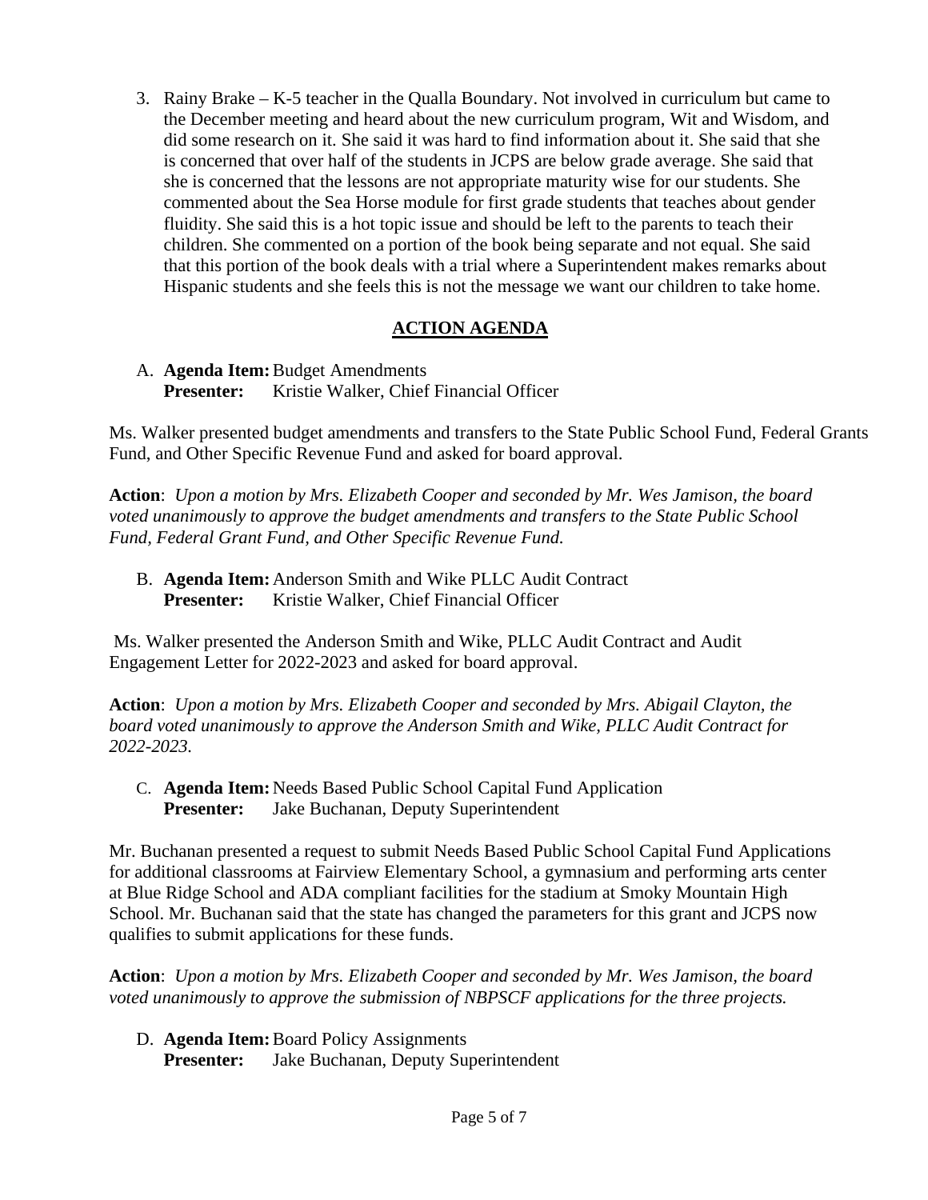3. Rainy Brake – K-5 teacher in the Qualla Boundary. Not involved in curriculum but came to the December meeting and heard about the new curriculum program, Wit and Wisdom, and did some research on it. She said it was hard to find information about it. She said that she is concerned that over half of the students in JCPS are below grade average. She said that she is concerned that the lessons are not appropriate maturity wise for our students. She commented about the Sea Horse module for first grade students that teaches about gender fluidity. She said this is a hot topic issue and should be left to the parents to teach their children. She commented on a portion of the book being separate and not equal. She said that this portion of the book deals with a trial where a Superintendent makes remarks about Hispanic students and she feels this is not the message we want our children to take home.

## ACTION AGENDA

A. **Agenda Item:** Budget Amendments
   **Presenter:** Kristie Walker, Chief Financial Officer

Ms. Walker presented budget amendments and transfers to the State Public School Fund, Federal Grants Fund, and Other Specific Revenue Fund and asked for board approval.

**Action**: *Upon a motion by Mrs. Elizabeth Cooper and seconded by Mr. Wes Jamison, the board voted unanimously to approve the budget amendments and transfers to the State Public School Fund, Federal Grant Fund, and Other Specific Revenue Fund.*

B. **Agenda Item:** Anderson Smith and Wike PLLC Audit Contract
   **Presenter:** Kristie Walker, Chief Financial Officer

Ms. Walker presented the Anderson Smith and Wike, PLLC Audit Contract and Audit Engagement Letter for 2022-2023 and asked for board approval.

**Action**: *Upon a motion by Mrs. Elizabeth Cooper and seconded by Mrs. Abigail Clayton, the board voted unanimously to approve the Anderson Smith and Wike, PLLC Audit Contract for 2022-2023.*

C. **Agenda Item:** Needs Based Public School Capital Fund Application
   **Presenter:** Jake Buchanan, Deputy Superintendent

Mr. Buchanan presented a request to submit Needs Based Public School Capital Fund Applications for additional classrooms at Fairview Elementary School, a gymnasium and performing arts center at Blue Ridge School and ADA compliant facilities for the stadium at Smoky Mountain High School. Mr. Buchanan said that the state has changed the parameters for this grant and JCPS now qualifies to submit applications for these funds.

**Action**: *Upon a motion by Mrs. Elizabeth Cooper and seconded by Mr. Wes Jamison, the board voted unanimously to approve the submission of NBPSCF applications for the three projects.*

D. **Agenda Item:** Board Policy Assignments
   **Presenter:** Jake Buchanan, Deputy Superintendent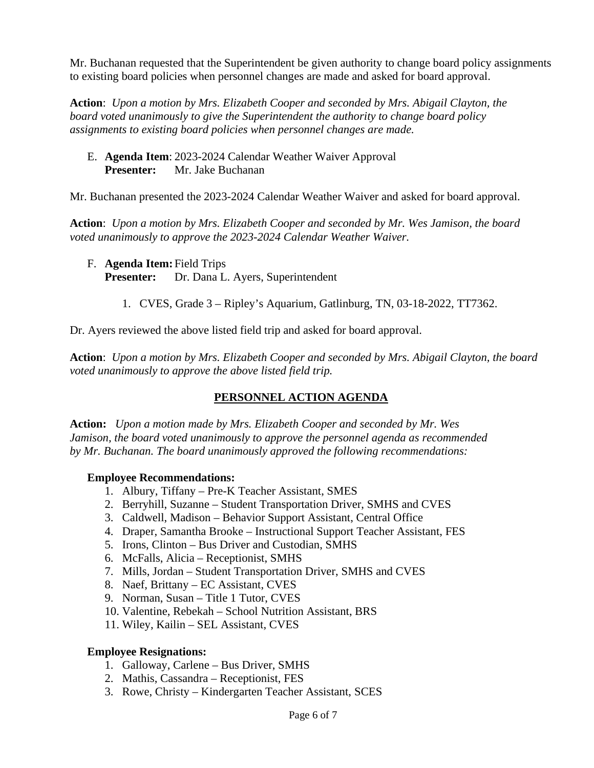Mr. Buchanan requested that the Superintendent be given authority to change board policy assignments to existing board policies when personnel changes are made and asked for board approval.

**Action**: *Upon a motion by Mrs. Elizabeth Cooper and seconded by Mrs. Abigail Clayton, the board voted unanimously to give the Superintendent the authority to change board policy assignments to existing board policies when personnel changes are made.*

E. **Agenda Item**: 2023-2024 Calendar Weather Waiver Approval
   **Presenter:** Mr. Jake Buchanan

Mr. Buchanan presented the 2023-2024 Calendar Weather Waiver and asked for board approval.

**Action**: *Upon a motion by Mrs. Elizabeth Cooper and seconded by Mr. Wes Jamison, the board voted unanimously to approve the 2023-2024 Calendar Weather Waiver.*

F. **Agenda Item:** Field Trips
   **Presenter:** Dr. Dana L. Ayers, Superintendent

   1. CVES, Grade 3 – Ripley's Aquarium, Gatlinburg, TN, 03-18-2022, TT7362.

Dr. Ayers reviewed the above listed field trip and asked for board approval.

**Action**: *Upon a motion by Mrs. Elizabeth Cooper and seconded by Mrs. Abigail Clayton, the board voted unanimously to approve the above listed field trip.*

## PERSONNEL ACTION AGENDA

**Action:** *Upon a motion made by Mrs. Elizabeth Cooper and seconded by Mr. Wes Jamison, the board voted unanimously to approve the personnel agenda as recommended by Mr. Buchanan. The board unanimously approved the following recommendations:*

**Employee Recommendations:**

1. Albury, Tiffany – Pre-K Teacher Assistant, SMES
2. Berryhill, Suzanne – Student Transportation Driver, SMHS and CVES
3. Caldwell, Madison – Behavior Support Assistant, Central Office
4. Draper, Samantha Brooke – Instructional Support Teacher Assistant, FES
5. Irons, Clinton – Bus Driver and Custodian, SMHS
6. McFalls, Alicia – Receptionist, SMHS
7. Mills, Jordan – Student Transportation Driver, SMHS and CVES
8. Naef, Brittany – EC Assistant, CVES
9. Norman, Susan – Title 1 Tutor, CVES
10. Valentine, Rebekah – School Nutrition Assistant, BRS
11. Wiley, Kailin – SEL Assistant, CVES

**Employee Resignations:**

1. Galloway, Carlene – Bus Driver, SMHS
2. Mathis, Cassandra – Receptionist, FES
3. Rowe, Christy – Kindergarten Teacher Assistant, SCES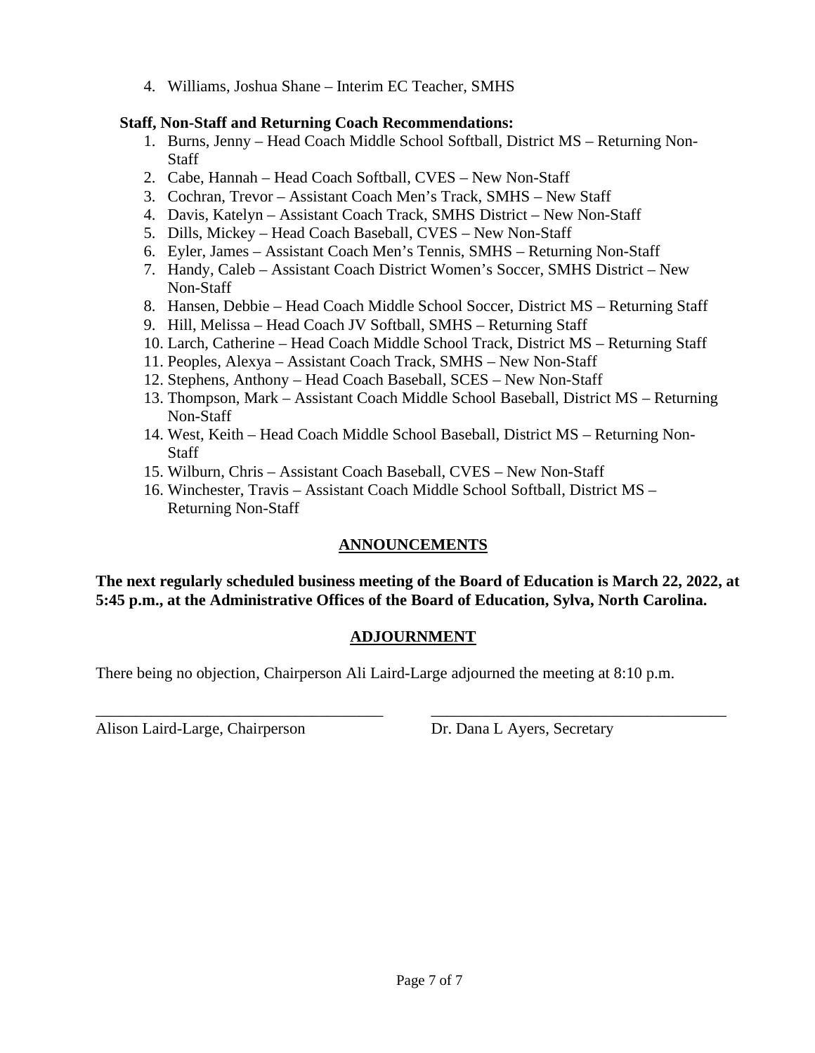4. Williams, Joshua Shane – Interim EC Teacher, SMHS

**Staff, Non-Staff and Returning Coach Recommendations:**

1. Burns, Jenny – Head Coach Middle School Softball, District MS – Returning Non-Staff
2. Cabe, Hannah – Head Coach Softball, CVES – New Non-Staff
3. Cochran, Trevor – Assistant Coach Men's Track, SMHS – New Staff
4. Davis, Katelyn – Assistant Coach Track, SMHS District – New Non-Staff
5. Dills, Mickey – Head Coach Baseball, CVES – New Non-Staff
6. Eyler, James – Assistant Coach Men's Tennis, SMHS – Returning Non-Staff
7. Handy, Caleb – Assistant Coach District Women's Soccer, SMHS District – New Non-Staff
8. Hansen, Debbie – Head Coach Middle School Soccer, District MS – Returning Staff
9. Hill, Melissa – Head Coach JV Softball, SMHS – Returning Staff
10. Larch, Catherine – Head Coach Middle School Track, District MS – Returning Staff
11. Peoples, Alexya – Assistant Coach Track, SMHS – New Non-Staff
12. Stephens, Anthony – Head Coach Baseball, SCES – New Non-Staff
13. Thompson, Mark – Assistant Coach Middle School Baseball, District MS – Returning Non-Staff
14. West, Keith – Head Coach Middle School Baseball, District MS – Returning Non-Staff
15. Wilburn, Chris – Assistant Coach Baseball, CVES – New Non-Staff
16. Winchester, Travis – Assistant Coach Middle School Softball, District MS – Returning Non-Staff

## ANNOUNCEMENTS

**The next regularly scheduled business meeting of the Board of Education is March 22, 2022, at 5:45 p.m., at the Administrative Offices of the Board of Education, Sylva, North Carolina.**

## ADJOURNMENT

There being no objection, Chairperson Ali Laird-Large adjourned the meeting at 8:10 p.m.

\_\_\_\_\_\_\_\_\_\_\_\_\_\_\_\_\_\_\_\_\_\_\_\_\_\_\_\_\_\_\_\_\_\_\_\_
Alison Laird-Large, Chairperson

\_\_\_\_\_\_\_\_\_\_\_\_\_\_\_\_\_\_\_\_\_\_\_\_\_\_\_\_\_\_\_\_\_\_\_\_
Dr. Dana L Ayers, Secretary